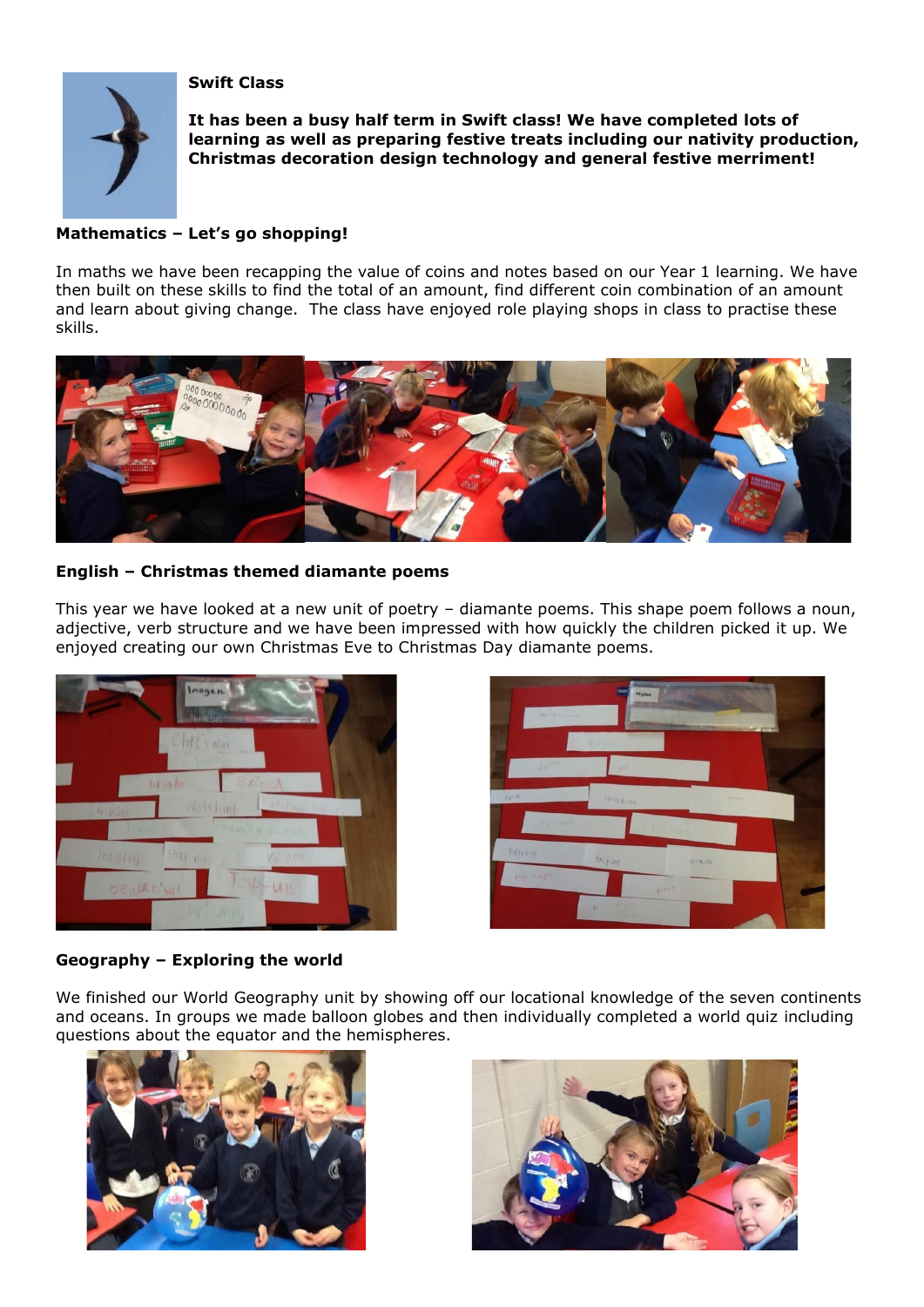**Swift Class**

**It has been a busy half term in Swift class! We have completed lots of learning as well as preparing festive treats including our nativity production, Christmas decoration design technology and general festive merriment!**

**Mathematics – Let's go shopping!**

In maths we have been recapping the value of coins and notes based on our Year 1 learning. We have then built on these skills to find the total of an amount, find different coin combination of an amount and learn about giving change. The class have enjoyed role playing shops in class to practise these skills.

**English – Christmas themed diamante poems**

This year we have looked at a new unit of poetry – diamante poems. This shape poem follows a noun, adjective, verb structure and we have been impressed with how quickly the children picked it up. We enjoyed creating our own Christmas Eve to Christmas Day diamante poems.

**Geography – Exploring the world**

We finished our World Geography unit by showing off our locational knowledge of the seven continents and oceans. In groups we made balloon globes and then individually completed a world quiz including questions about the equator and the hemispheres.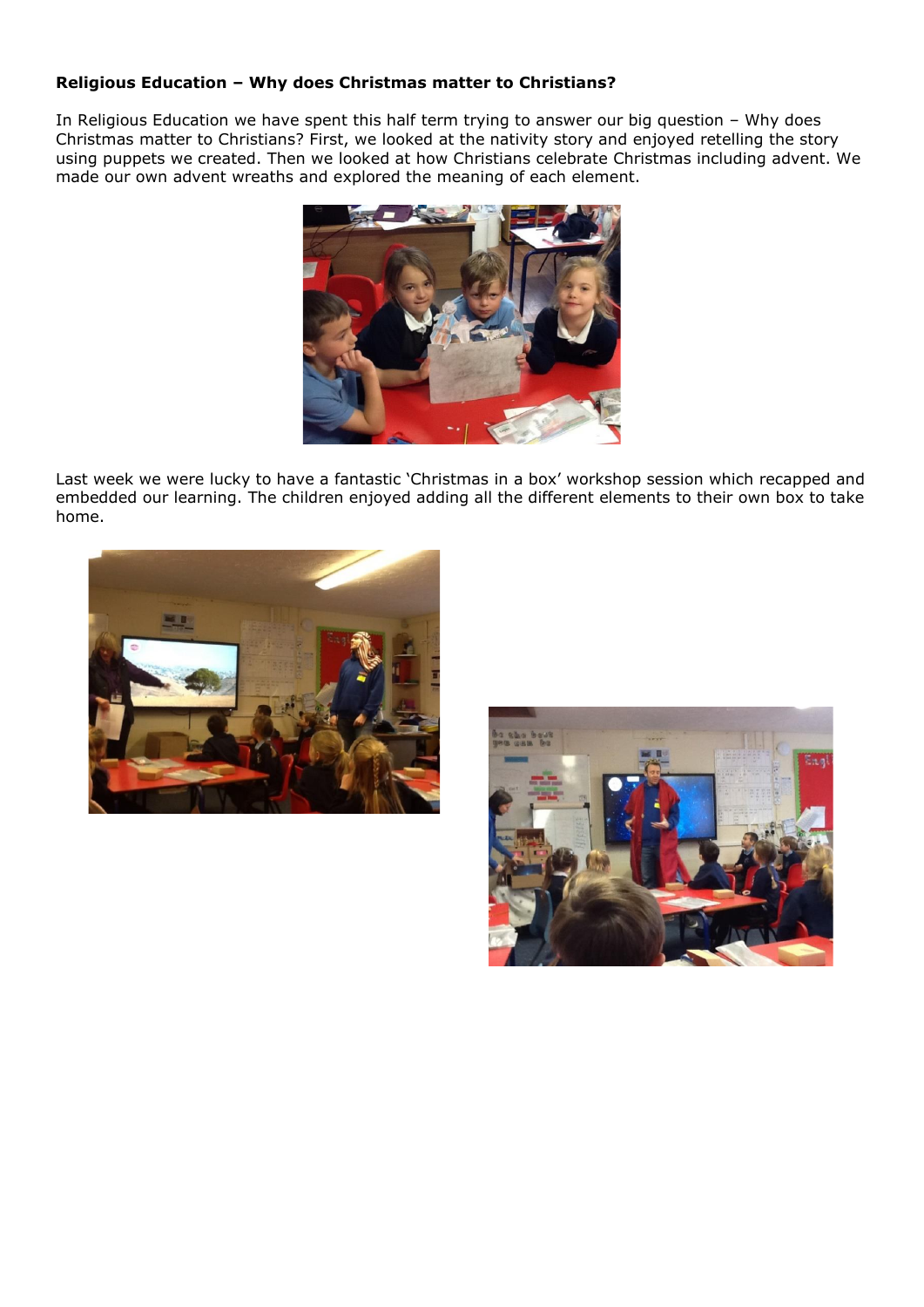**Religious Education – Why does Christmas matter to Christians?**

In Religious Education we have spent this half term trying to answer our big question – Why does Christmas matter to Christians? First, we looked at the nativity story and enjoyed retelling the story using puppets we created. Then we looked at how Christians celebrate Christmas including advent. We made our own advent wreaths and explored the meaning of each element.

Last week we were lucky to have a fantastic 'Christmas in a box' workshop session which recapped and embedded our learning. The children enjoyed adding all the different elements to their own box to take home.